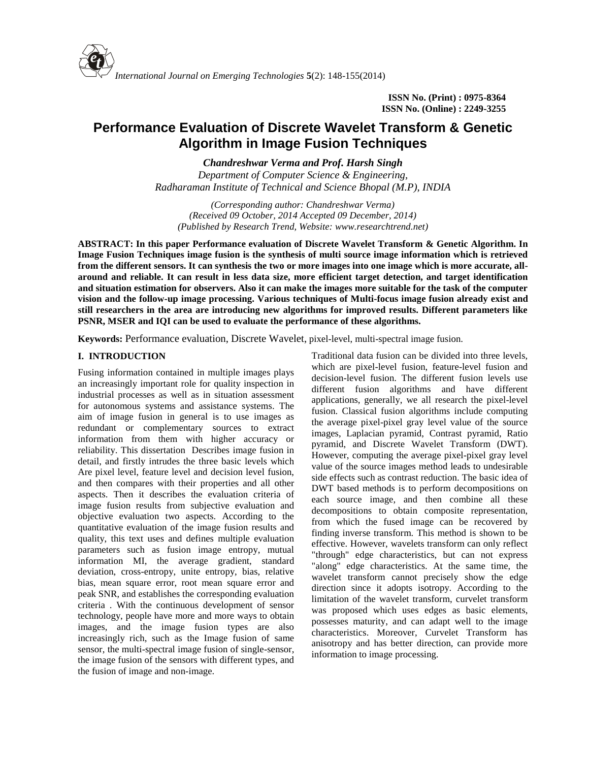ISSN No. (Print) : 0975-8364
ISSN No. (Online) : 2249-3255

# Performance Evaluation of Discrete Wavelet Transform & Genetic Algorithm in Image Fusion Techniques

***Chandreshwar Verma and Prof. Harsh Singh***
*Department of Computer Science & Engineering, Radharaman Institute of Technical and Science Bhopal (M.P), INDIA*

*(Corresponding author: Chandreshwar Verma)*
*(Received 09 October, 2014 Accepted 09 December, 2014)*
*(Published by Research Trend, Website: www.researchtrend.net)*

**ABSTRACT: In this paper Performance evaluation of Discrete Wavelet Transform & Genetic Algorithm. In Image Fusion Techniques image fusion is the synthesis of multi source image information which is retrieved from the different sensors. It can synthesis the two or more images into one image which is more accurate, all-around and reliable. It can result in less data size, more efficient target detection, and target identification and situation estimation for observers. Also it can make the images more suitable for the task of the computer vision and the follow-up image processing. Various techniques of Multi-focus image fusion already exist and still researchers in the area are introducing new algorithms for improved results. Different parameters like PSNR, MSER and IQI can be used to evaluate the performance of these algorithms.**

**Keywords:** Performance evaluation, Discrete Wavelet, pixel-level, multi-spectral image fusion.

## I. INTRODUCTION

Fusing information contained in multiple images plays an increasingly important role for quality inspection in industrial processes as well as in situation assessment for autonomous systems and assistance systems. The aim of image fusion in general is to use images as redundant or complementary sources to extract information from them with higher accuracy or reliability. This dissertation Describes image fusion in detail, and firstly intrudes the three basic levels which Are pixel level, feature level and decision level fusion, and then compares with their properties and all other aspects. Then it describes the evaluation criteria of image fusion results from subjective evaluation and objective evaluation two aspects. According to the quantitative evaluation of the image fusion results and quality, this text uses and defines multiple evaluation parameters such as fusion image entropy, mutual information MI, the average gradient, standard deviation, cross-entropy, unite entropy, bias, relative bias, mean square error, root mean square error and peak SNR, and establishes the corresponding evaluation criteria . With the continuous development of sensor technology, people have more and more ways to obtain images, and the image fusion types are also increasingly rich, such as the Image fusion of same sensor, the multi-spectral image fusion of single-sensor, the image fusion of the sensors with different types, and the fusion of image and non-image.

Traditional data fusion can be divided into three levels, which are pixel-level fusion, feature-level fusion and decision-level fusion. The different fusion levels use different fusion algorithms and have different applications, generally, we all research the pixel-level fusion. Classical fusion algorithms include computing the average pixel-pixel gray level value of the source images, Laplacian pyramid, Contrast pyramid, Ratio pyramid, and Discrete Wavelet Transform (DWT). However, computing the average pixel-pixel gray level value of the source images method leads to undesirable side effects such as contrast reduction. The basic idea of DWT based methods is to perform decompositions on each source image, and then combine all these decompositions to obtain composite representation, from which the fused image can be recovered by finding inverse transform. This method is shown to be effective. However, wavelets transform can only reflect "through" edge characteristics, but can not express "along" edge characteristics. At the same time, the wavelet transform cannot precisely show the edge direction since it adopts isotropy. According to the limitation of the wavelet transform, curvelet transform was proposed which uses edges as basic elements, possesses maturity, and can adapt well to the image characteristics. Moreover, Curvelet Transform has anisotropy and has better direction, can provide more information to image processing.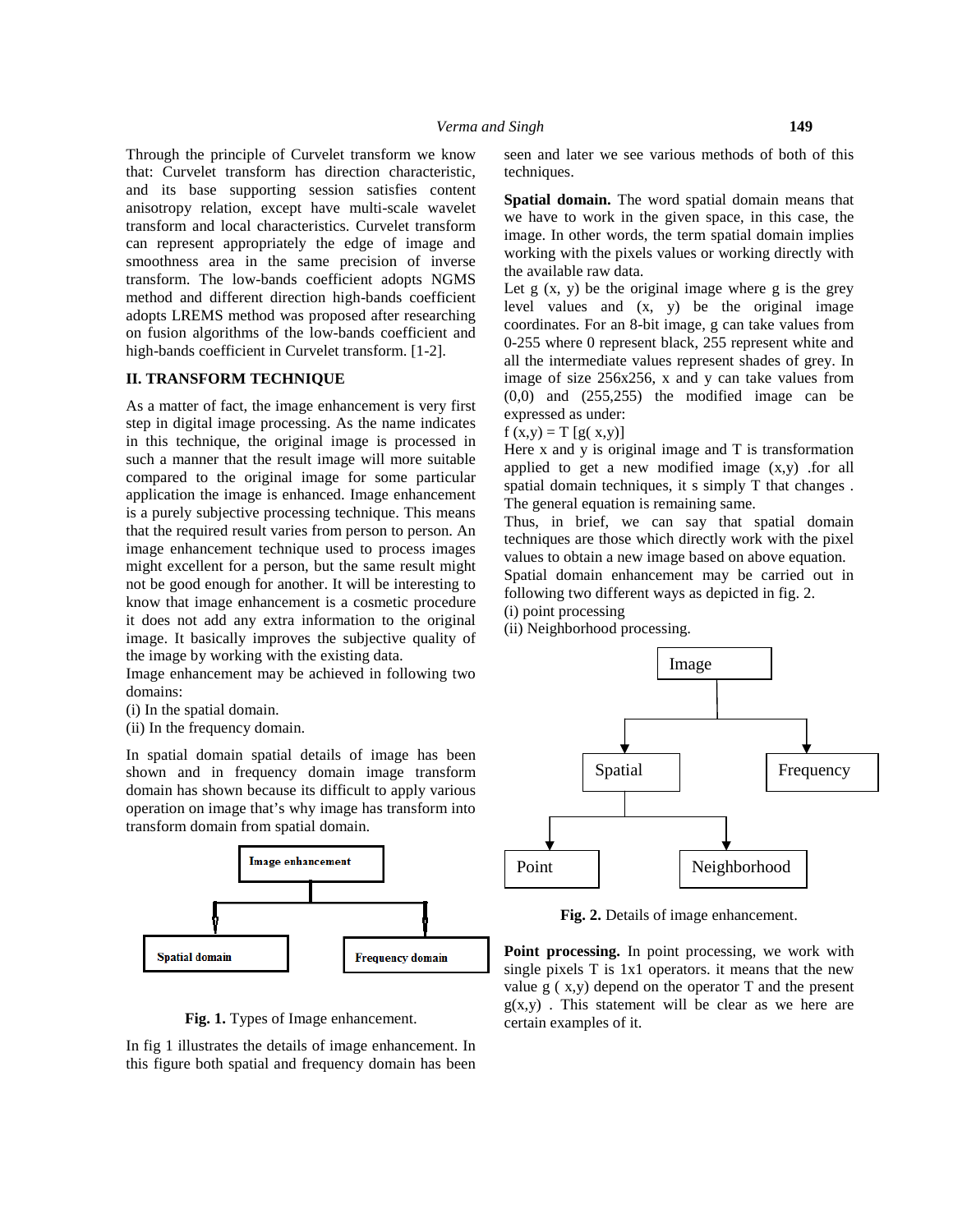Through the principle of Curvelet transform we know that: Curvelet transform has direction characteristic, and its base supporting session satisfies content anisotropy relation, except have multi-scale wavelet transform and local characteristics. Curvelet transform can represent appropriately the edge of image and smoothness area in the same precision of inverse transform. The low-bands coefficient adopts NGMS method and different direction high-bands coefficient adopts LREMS method was proposed after researching on fusion algorithms of the low-bands coefficient and high-bands coefficient in Curvelet transform. [1-2].

## II. TRANSFORM TECHNIQUE

As a matter of fact, the image enhancement is very first step in digital image processing. As the name indicates in this technique, the original image is processed in such a manner that the result image will more suitable compared to the original image for some particular application the image is enhanced. Image enhancement is a purely subjective processing technique. This means that the required result varies from person to person. An image enhancement technique used to process images might excellent for a person, but the same result might not be good enough for another. It will be interesting to know that image enhancement is a cosmetic procedure it does not add any extra information to the original image. It basically improves the subjective quality of the image by working with the existing data.

Image enhancement may be achieved in following two domains:

(i) In the spatial domain.

(ii) In the frequency domain.

In spatial domain spatial details of image has been shown and in frequency domain image transform domain has shown because its difficult to apply various operation on image that's why image has transform into transform domain from spatial domain.

Image enhancement → Spatial domain, Frequency domain

**Fig. 1.** Types of Image enhancement.

In fig 1 illustrates the details of image enhancement. In this figure both spatial and frequency domain has been seen and later we see various methods of both of this techniques.

**Spatial domain.** The word spatial domain means that we have to work in the given space, in this case, the image. In other words, the term spatial domain implies working with the pixels values or working directly with the available raw data.

Let g (x, y) be the original image where g is the grey level values and (x, y) be the original image coordinates. For an 8-bit image, g can take values from 0-255 where 0 represent black, 255 represent white and all the intermediate values represent shades of grey. In image of size 256x256, x and y can take values from (0,0) and (255,255) the modified image can be expressed as under:

$f(x,y) = T[g(x,y)]$

Here x and y is original image and T is transformation applied to get a new modified image (x,y) .for all spatial domain techniques, it s simply T that changes . The general equation is remaining same.

Thus, in brief, we can say that spatial domain techniques are those which directly work with the pixel values to obtain a new image based on above equation.

Spatial domain enhancement may be carried out in following two different ways as depicted in fig. 2.

(i) point processing

(ii) Neighborhood processing.

Image → Spatial (→ Point, Neighborhood), Frequency

**Fig. 2.** Details of image enhancement.

**Point processing.** In point processing, we work with single pixels T is 1x1 operators. it means that the new value g ( x,y) depend on the operator T and the present g(x,y) . This statement will be clear as we here are certain examples of it.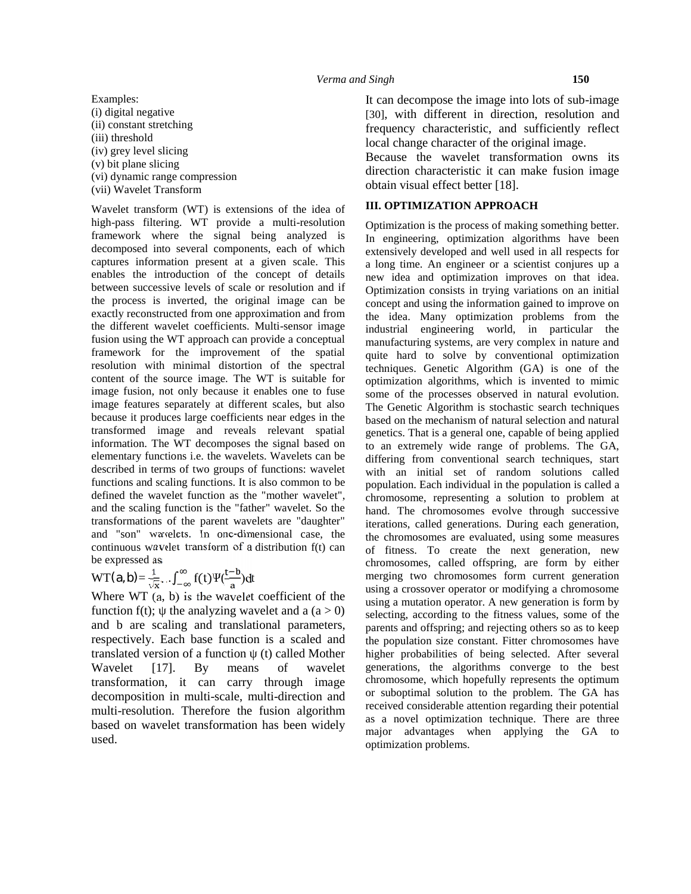Examples:
(i) digital negative
(ii) constant stretching
(iii) threshold
(iv) grey level slicing
(v) bit plane slicing
(vi) dynamic range compression
(vii) Wavelet Transform

Wavelet transform (WT) is extensions of the idea of high-pass filtering. WT provide a multi-resolution framework where the signal being analyzed is decomposed into several components, each of which captures information present at a given scale. This enables the introduction of the concept of details between successive levels of scale or resolution and if the process is inverted, the original image can be exactly reconstructed from one approximation and from the different wavelet coefficients. Multi-sensor image fusion using the WT approach can provide a conceptual framework for the improvement of the spatial resolution with minimal distortion of the spectral content of the source image. The WT is suitable for image fusion, not only because it enables one to fuse image features separately at different scales, but also because it produces large coefficients near edges in the transformed image and reveals relevant spatial information. The WT decomposes the signal based on elementary functions i.e. the wavelets. Wavelets can be described in terms of two groups of functions: wavelet functions and scaling functions. It is also common to be defined the wavelet function as the "mother wavelet", and the scaling function is the "father" wavelet. So the transformations of the parent wavelets are "daughter" and "son" wavelets. In one-dimensional case, the continuous wavelet transform of a distribution f(t) can be expressed as

$$WT(a,b) = \frac{1}{\sqrt{x}} \ldots \int_{-\infty}^{\infty} f(t)\Psi\left(\frac{t-b}{a}\right)dt$$

Where WT (a, b) is the wavelet coefficient of the function f(t); ψ the analyzing wavelet and a ($a > 0$) and b are scaling and translational parameters, respectively. Each base function is a scaled and translated version of a function ψ (t) called Mother Wavelet [17]. By means of wavelet transformation, it can carry through image decomposition in multi-scale, multi-direction and multi-resolution. Therefore the fusion algorithm based on wavelet transformation has been widely used.

It can decompose the image into lots of sub-image [30], with different in direction, resolution and frequency characteristic, and sufficiently reflect local change character of the original image.

Because the wavelet transformation owns its direction characteristic it can make fusion image obtain visual effect better [18].

## III. OPTIMIZATION APPROACH

Optimization is the process of making something better. In engineering, optimization algorithms have been extensively developed and well used in all respects for a long time. An engineer or a scientist conjures up a new idea and optimization improves on that idea. Optimization consists in trying variations on an initial concept and using the information gained to improve on the idea. Many optimization problems from the industrial engineering world, in particular the manufacturing systems, are very complex in nature and quite hard to solve by conventional optimization techniques. Genetic Algorithm (GA) is one of the optimization algorithms, which is invented to mimic some of the processes observed in natural evolution. The Genetic Algorithm is stochastic search techniques based on the mechanism of natural selection and natural genetics. That is a general one, capable of being applied to an extremely wide range of problems. The GA, differing from conventional search techniques, start with an initial set of random solutions called population. Each individual in the population is called a chromosome, representing a solution to problem at hand. The chromosomes evolve through successive iterations, called generations. During each generation, the chromosomes are evaluated, using some measures of fitness. To create the next generation, new chromosomes, called offspring, are form by either merging two chromosomes form current generation using a crossover operator or modifying a chromosome using a mutation operator. A new generation is form by selecting, according to the fitness values, some of the parents and offspring; and rejecting others so as to keep the population size constant. Fitter chromosomes have higher probabilities of being selected. After several generations, the algorithms converge to the best chromosome, which hopefully represents the optimum or suboptimal solution to the problem. The GA has received considerable attention regarding their potential as a novel optimization technique. There are three major advantages when applying the GA to optimization problems.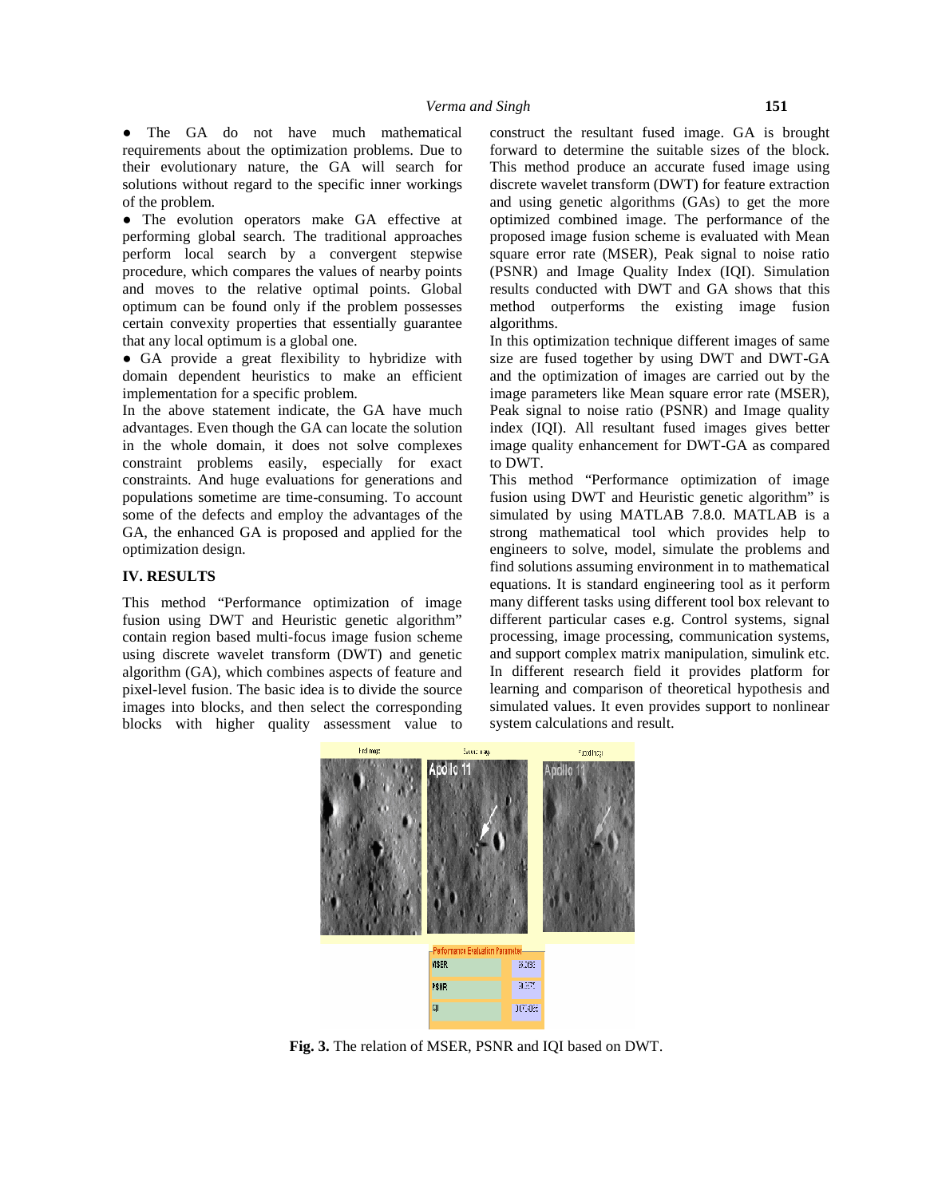● The GA do not have much mathematical requirements about the optimization problems. Due to their evolutionary nature, the GA will search for solutions without regard to the specific inner workings of the problem.

● The evolution operators make GA effective at performing global search. The traditional approaches perform local search by a convergent stepwise procedure, which compares the values of nearby points and moves to the relative optimal points. Global optimum can be found only if the problem possesses certain convexity properties that essentially guarantee that any local optimum is a global one.

● GA provide a great flexibility to hybridize with domain dependent heuristics to make an efficient implementation for a specific problem.

In the above statement indicate, the GA have much advantages. Even though the GA can locate the solution in the whole domain, it does not solve complexes constraint problems easily, especially for exact constraints. And huge evaluations for generations and populations sometime are time-consuming. To account some of the defects and employ the advantages of the GA, the enhanced GA is proposed and applied for the optimization design.

## IV. RESULTS

This method "Performance optimization of image fusion using DWT and Heuristic genetic algorithm" contain region based multi-focus image fusion scheme using discrete wavelet transform (DWT) and genetic algorithm (GA), which combines aspects of feature and pixel-level fusion. The basic idea is to divide the source images into blocks, and then select the corresponding blocks with higher quality assessment value to construct the resultant fused image. GA is brought forward to determine the suitable sizes of the block. This method produce an accurate fused image using discrete wavelet transform (DWT) for feature extraction and using genetic algorithms (GAs) to get the more optimized combined image. The performance of the proposed image fusion scheme is evaluated with Mean square error rate (MSER), Peak signal to noise ratio (PSNR) and Image Quality Index (IQI). Simulation results conducted with DWT and GA shows that this method outperforms the existing image fusion algorithms.

In this optimization technique different images of same size are fused together by using DWT and DWT-GA and the optimization of images are carried out by the image parameters like Mean square error rate (MSER), Peak signal to noise ratio (PSNR) and Image quality index (IQI). All resultant fused images gives better image quality enhancement for DWT-GA as compared to DWT.

This method "Performance optimization of image fusion using DWT and Heuristic genetic algorithm" is simulated by using MATLAB 7.8.0. MATLAB is a strong mathematical tool which provides help to engineers to solve, model, simulate the problems and find solutions assuming environment in to mathematical equations. It is standard engineering tool as it perform many different tasks using different tool box relevant to different particular cases e.g. Control systems, signal processing, image processing, communication systems, and support complex matrix manipulation, simulink etc. In different research field it provides platform for learning and comparison of theoretical hypothesis and simulated values. It even provides support to nonlinear system calculations and result.

**Fig. 3.** The relation of MSER, PSNR and IQI based on DWT.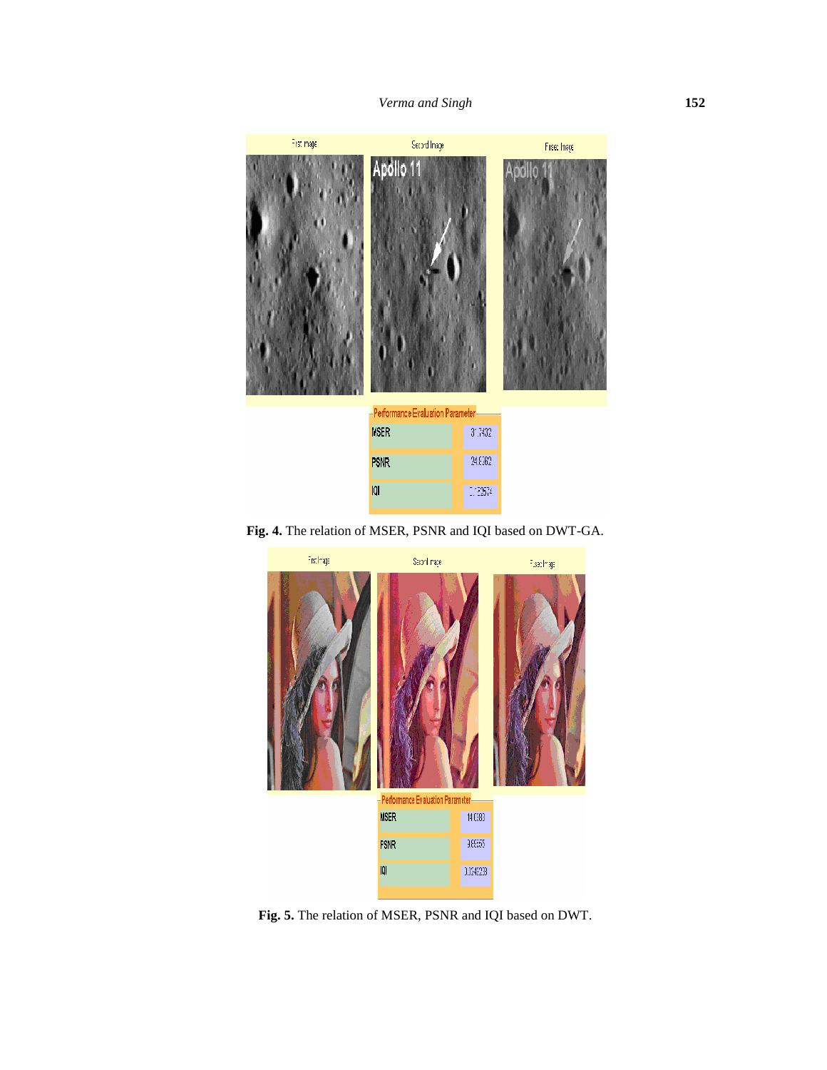Fig. 4. The relation of MSER, PSNR and IQI based on DWT-GA.

Fig. 5. The relation of MSER, PSNR and IQI based on DWT.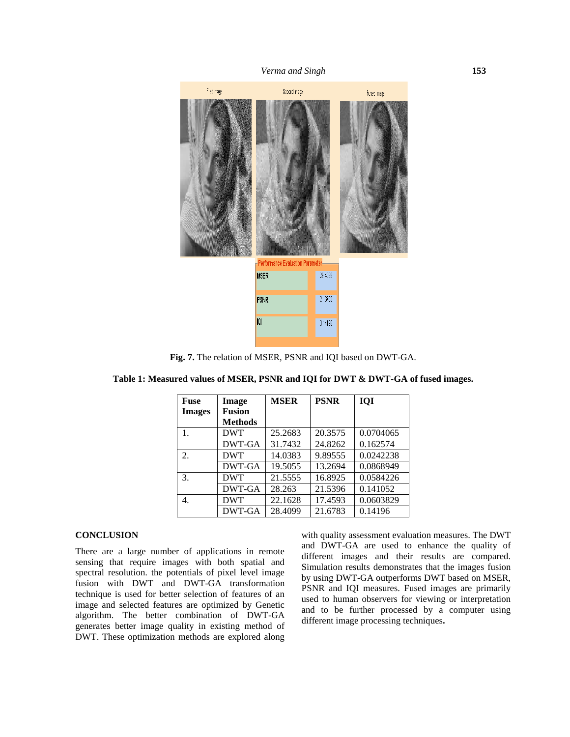**Fig. 7.** The relation of MSER, PSNR and IQI based on DWT-GA.

**Table 1: Measured values of MSER, PSNR and IQI for DWT & DWT-GA of fused images.**

| Fuse Images | Image Fusion Methods | MSER | PSNR | IQI |
|---|---|---|---|---|
| 1. | DWT | 25.2683 | 20.3575 | 0.0704065 |
| | DWT-GA | 31.7432 | 24.8262 | 0.162574 |
| 2. | DWT | 14.0383 | 9.89555 | 0.0242238 |
| | DWT-GA | 19.5055 | 13.2694 | 0.0868949 |
| 3. | DWT | 21.5555 | 16.8925 | 0.0584226 |
| | DWT-GA | 28.263 | 21.5396 | 0.141052 |
| 4. | DWT | 22.1628 | 17.4593 | 0.0603829 |
| | DWT-GA | 28.4099 | 21.6783 | 0.14196 |

## CONCLUSION

There are a large number of applications in remote sensing that require images with both spatial and spectral resolution. the potentials of pixel level image fusion with DWT and DWT-GA transformation technique is used for better selection of features of an image and selected features are optimized by Genetic algorithm. The better combination of DWT-GA generates better image quality in existing method of DWT. These optimization methods are explored along with quality assessment evaluation measures. The DWT and DWT-GA are used to enhance the quality of different images and their results are compared. Simulation results demonstrates that the images fusion by using DWT-GA outperforms DWT based on MSER, PSNR and IQI measures. Fused images are primarily used to human observers for viewing or interpretation and to be further processed by a computer using different image processing techniques.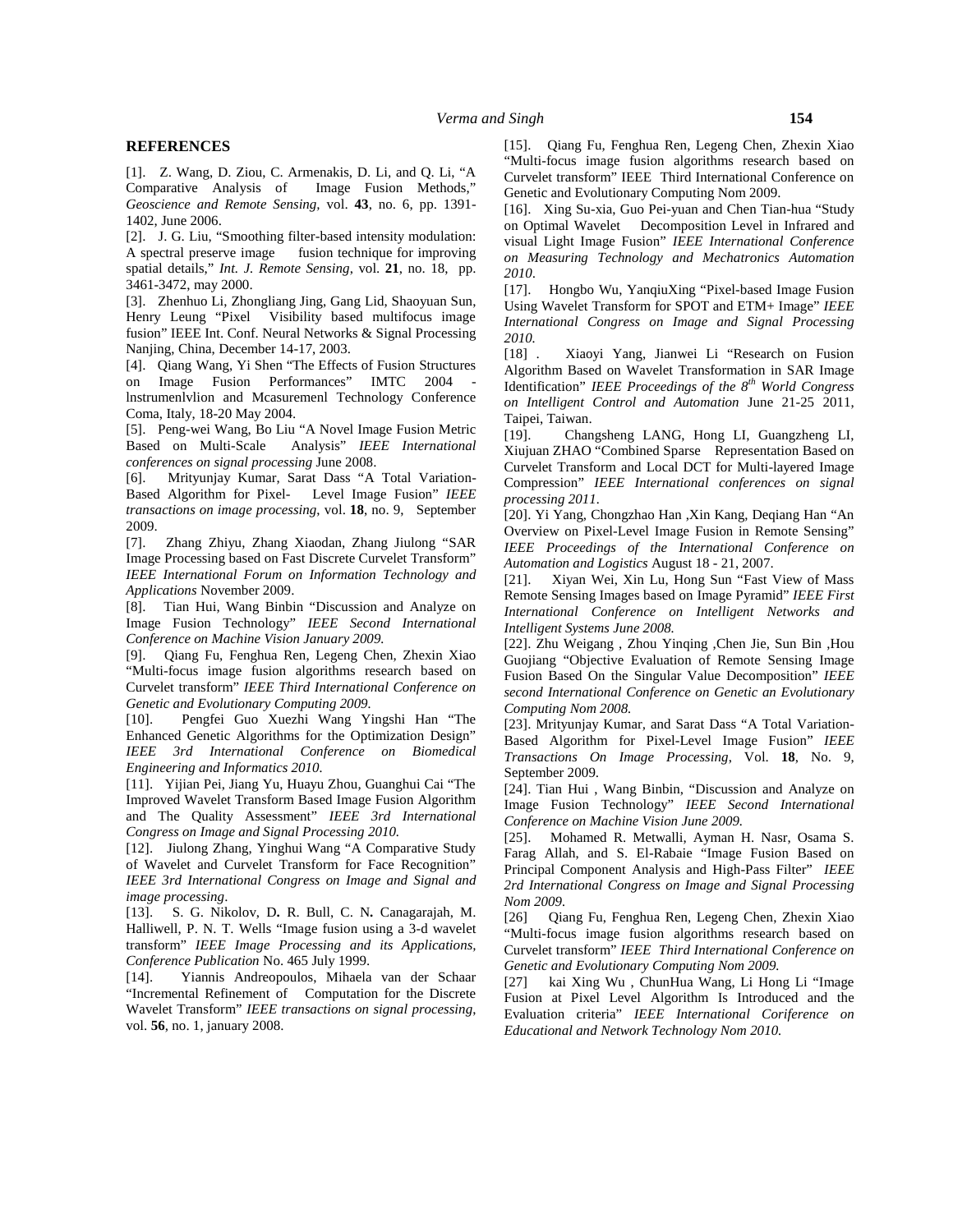## REFERENCES

[1]. Z. Wang, D. Ziou, C. Armenakis, D. Li, and Q. Li, "A Comparative Analysis of Image Fusion Methods," *Geoscience and Remote Sensing*, vol. **43**, no. 6, pp. 1391-1402, June 2006.

[2]. J. G. Liu, "Smoothing filter-based intensity modulation: A spectral preserve image fusion technique for improving spatial details," *Int. J. Remote Sensing*, vol. **21**, no. 18, pp. 3461-3472, may 2000.

[3]. Zhenhuo Li, Zhongliang Jing, Gang Lid, Shaoyuan Sun, Henry Leung "Pixel Visibility based multifocus image fusion" IEEE Int. Conf. Neural Networks & Signal Processing Nanjing, China, December 14-17, 2003.

[4]. Qiang Wang, Yi Shen "The Effects of Fusion Structures on Image Fusion Performances" IMTC 2004 - lnstrumenlvlion and Mcasuremenl Technology Conference Coma, Italy, 18-20 May 2004.

[5]. Peng-wei Wang, Bo Liu "A Novel Image Fusion Metric Based on Multi-Scale Analysis" *IEEE International conferences on signal processing* June 2008.

[6]. Mrityunjay Kumar, Sarat Dass "A Total Variation-Based Algorithm for Pixel- Level Image Fusion" *IEEE transactions on image processing*, vol. **18**, no. 9, September 2009.

[7]. Zhang Zhiyu, Zhang Xiaodan, Zhang Jiulong "SAR Image Processing based on Fast Discrete Curvelet Transform" *IEEE International Forum on Information Technology and Applications* November 2009.

[8]. Tian Hui, Wang Binbin "Discussion and Analyze on Image Fusion Technology" *IEEE Second International Conference on Machine Vision January 2009.*

[9]. Qiang Fu, Fenghua Ren, Legeng Chen, Zhexin Xiao "Multi-focus image fusion algorithms research based on Curvelet transform" *IEEE Third International Conference on Genetic and Evolutionary Computing 2009.*

[10]. Pengfei Guo Xuezhi Wang Yingshi Han "The Enhanced Genetic Algorithms for the Optimization Design" *IEEE 3rd International Conference on Biomedical Engineering and Informatics 2010.*

[11]. Yijian Pei, Jiang Yu, Huayu Zhou, Guanghui Cai "The Improved Wavelet Transform Based Image Fusion Algorithm and The Quality Assessment" *IEEE 3rd International Congress on Image and Signal Processing 2010.*

[12]. Jiulong Zhang, Yinghui Wang "A Comparative Study of Wavelet and Curvelet Transform for Face Recognition" *IEEE 3rd International Congress on Image and Signal and image processing*.

[13]. S. G. Nikolov, D**.** R. Bull, C. N**.** Canagarajah, M. Halliwell, P. N. T. Wells "Image fusion using a 3-d wavelet transform" *IEEE Image Processing and its Applications, Conference Publication* No. 465 July 1999.

[14]. Yiannis Andreopoulos, Mihaela van der Schaar "Incremental Refinement of Computation for the Discrete Wavelet Transform" *IEEE transactions on signal processing*, vol. **56**, no. 1, january 2008.

[15]. Qiang Fu, Fenghua Ren, Legeng Chen, Zhexin Xiao "Multi-focus image fusion algorithms research based on Curvelet transform" IEEE Third International Conference on Genetic and Evolutionary Computing Nom 2009.

[16]. Xing Su-xia, Guo Pei-yuan and Chen Tian-hua "Study on Optimal Wavelet Decomposition Level in Infrared and visual Light Image Fusion" *IEEE International Conference on Measuring Technology and Mechatronics Automation 2010*.

[17]. Hongbo Wu, YanqiuXing "Pixel-based Image Fusion Using Wavelet Transform for SPOT and ETM+ Image" *IEEE International Congress on Image and Signal Processing 2010.*

[18] . Xiaoyi Yang, Jianwei Li "Research on Fusion Algorithm Based on Wavelet Transformation in SAR Image Identification" *IEEE Proceedings of the 8th World Congress on Intelligent Control and Automation* June 21-25 2011, Taipei, Taiwan.

[19]. Changsheng LANG, Hong LI, Guangzheng LI, Xiujuan ZHAO "Combined Sparse Representation Based on Curvelet Transform and Local DCT for Multi-layered Image Compression" *IEEE International conferences on signal processing 2011.*

[20]. Yi Yang, Chongzhao Han ,Xin Kang, Deqiang Han "An Overview on Pixel-Level Image Fusion in Remote Sensing" *IEEE Proceedings of the International Conference on Automation and Logistics* August 18 - 21, 2007.

[21]. Xiyan Wei, Xin Lu, Hong Sun "Fast View of Mass Remote Sensing Images based on Image Pyramid" *IEEE First International Conference on Intelligent Networks and Intelligent Systems June 2008.*

[22]. Zhu Weigang , Zhou Yinqing ,Chen Jie, Sun Bin ,Hou Guojiang "Objective Evaluation of Remote Sensing Image Fusion Based On the Singular Value Decomposition" *IEEE second International Conference on Genetic an Evolutionary Computing Nom 2008.*

[23]. Mrityunjay Kumar, and Sarat Dass "A Total Variation-Based Algorithm for Pixel-Level Image Fusion" *IEEE Transactions On Image Processing*, Vol. **18**, No. 9, September 2009.

[24]. Tian Hui , Wang Binbin, "Discussion and Analyze on Image Fusion Technology" *IEEE Second International Conference on Machine Vision June 2009.*

[25]. Mohamed R. Metwalli, Ayman H. Nasr, Osama S. Farag Allah, and S. El-Rabaie "Image Fusion Based on Principal Component Analysis and High-Pass Filter" *IEEE 2rd International Congress on Image and Signal Processing Nom 2009.*

[26] Qiang Fu, Fenghua Ren, Legeng Chen, Zhexin Xiao "Multi-focus image fusion algorithms research based on Curvelet transform" *IEEE Third International Conference on Genetic and Evolutionary Computing Nom 2009.*

[27] kai Xing Wu , ChunHua Wang, Li Hong Li "Image Fusion at Pixel Level Algorithm Is Introduced and the Evaluation criteria" *IEEE International Coriference on Educational and Network Technology Nom 2010.*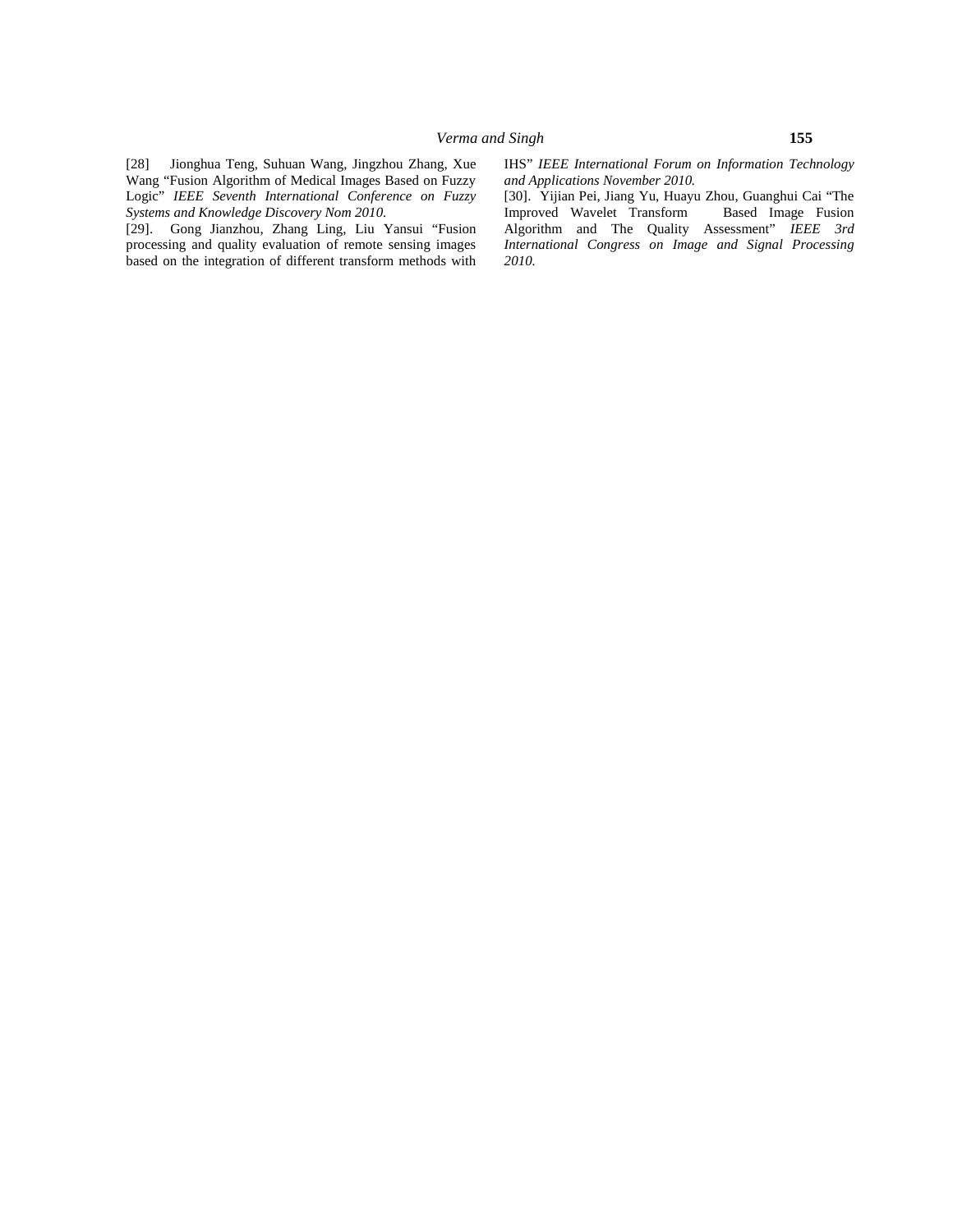[28] Jionghua Teng, Suhuan Wang, Jingzhou Zhang, Xue Wang "Fusion Algorithm of Medical Images Based on Fuzzy Logic" *IEEE Seventh International Conference on Fuzzy Systems and Knowledge Discovery Nom 2010.*

[29]. Gong Jianzhou, Zhang Ling, Liu Yansui "Fusion processing and quality evaluation of remote sensing images based on the integration of different transform methods with IHS" *IEEE International Forum on Information Technology and Applications November 2010.*

[30]. Yijian Pei, Jiang Yu, Huayu Zhou, Guanghui Cai "The Improved Wavelet Transform Based Image Fusion Algorithm and The Quality Assessment" *IEEE 3rd International Congress on Image and Signal Processing 2010.*